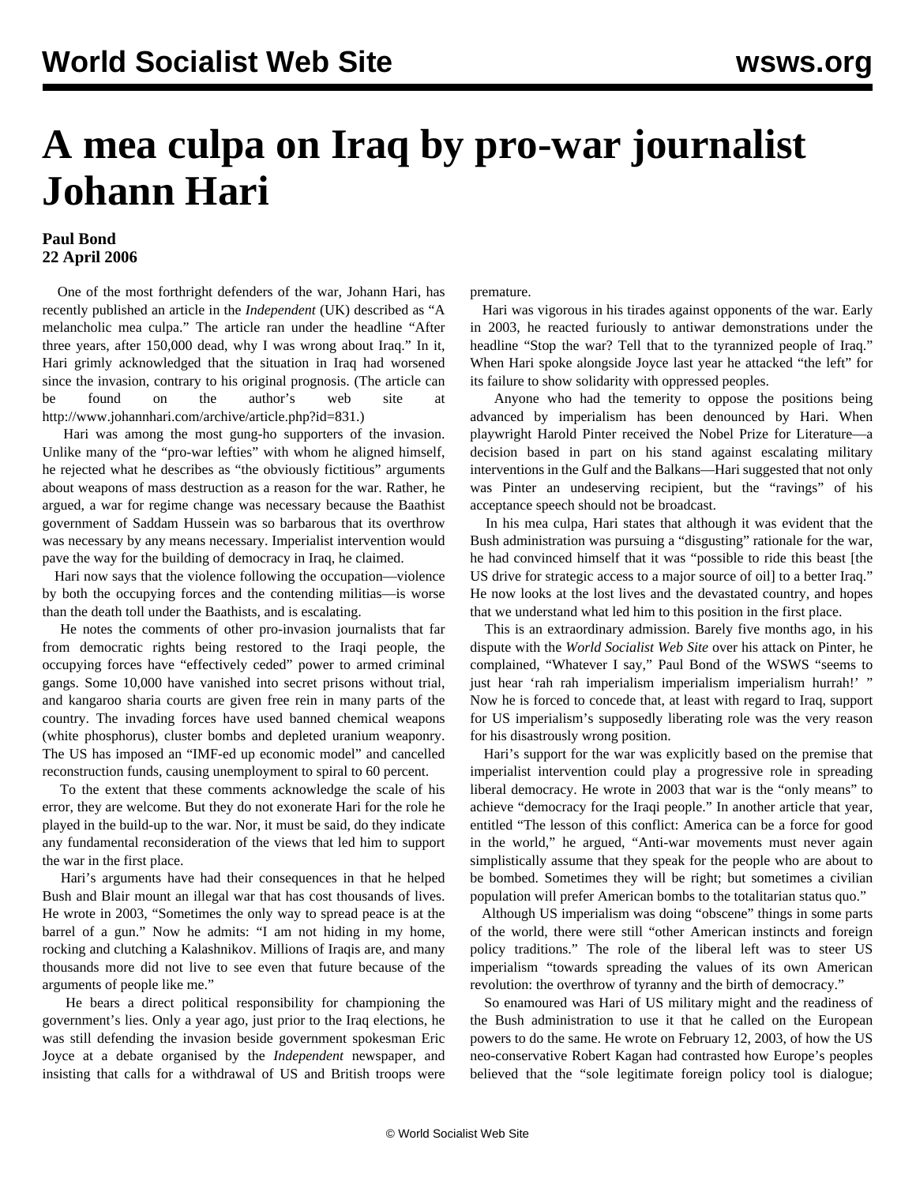# A mea culpa on Iraq by pro-war journalist Johann Hari

**Paul Bond**
**22 April 2006**

One of the most forthright defenders of the war, Johann Hari, has recently published an article in the *Independent* (UK) described as "A melancholic mea culpa." The article ran under the headline "After three years, after 150,000 dead, why I was wrong about Iraq." In it, Hari grimly acknowledged that the situation in Iraq had worsened since the invasion, contrary to his original prognosis. (The article can be found on the author's web site at http://www.johannhari.com/archive/article.php?id=831.)

Hari was among the most gung-ho supporters of the invasion. Unlike many of the "pro-war lefties" with whom he aligned himself, he rejected what he describes as "the obviously fictitious" arguments about weapons of mass destruction as a reason for the war. Rather, he argued, a war for regime change was necessary because the Baathist government of Saddam Hussein was so barbarous that its overthrow was necessary by any means necessary. Imperialist intervention would pave the way for the building of democracy in Iraq, he claimed.

Hari now says that the violence following the occupation—violence by both the occupying forces and the contending militias—is worse than the death toll under the Baathists, and is escalating.

He notes the comments of other pro-invasion journalists that far from democratic rights being restored to the Iraqi people, the occupying forces have "effectively ceded" power to armed criminal gangs. Some 10,000 have vanished into secret prisons without trial, and kangaroo sharia courts are given free rein in many parts of the country. The invading forces have used banned chemical weapons (white phosphorus), cluster bombs and depleted uranium weaponry. The US has imposed an "IMF-ed up economic model" and cancelled reconstruction funds, causing unemployment to spiral to 60 percent.

To the extent that these comments acknowledge the scale of his error, they are welcome. But they do not exonerate Hari for the role he played in the build-up to the war. Nor, it must be said, do they indicate any fundamental reconsideration of the views that led him to support the war in the first place.

Hari's arguments have had their consequences in that he helped Bush and Blair mount an illegal war that has cost thousands of lives. He wrote in 2003, "Sometimes the only way to spread peace is at the barrel of a gun." Now he admits: "I am not hiding in my home, rocking and clutching a Kalashnikov. Millions of Iraqis are, and many thousands more did not live to see even that future because of the arguments of people like me."

He bears a direct political responsibility for championing the government's lies. Only a year ago, just prior to the Iraq elections, he was still defending the invasion beside government spokesman Eric Joyce at a debate organised by the *Independent* newspaper, and insisting that calls for a withdrawal of US and British troops were premature.

Hari was vigorous in his tirades against opponents of the war. Early in 2003, he reacted furiously to antiwar demonstrations under the headline "Stop the war? Tell that to the tyrannized people of Iraq." When Hari spoke alongside Joyce last year he attacked "the left" for its failure to show solidarity with oppressed peoples.

Anyone who had the temerity to oppose the positions being advanced by imperialism has been denounced by Hari. When playwright Harold Pinter received the Nobel Prize for Literature—a decision based in part on his stand against escalating military interventions in the Gulf and the Balkans—Hari suggested that not only was Pinter an undeserving recipient, but the "ravings" of his acceptance speech should not be broadcast.

In his mea culpa, Hari states that although it was evident that the Bush administration was pursuing a "disgusting" rationale for the war, he had convinced himself that it was "possible to ride this beast [the US drive for strategic access to a major source of oil] to a better Iraq." He now looks at the lost lives and the devastated country, and hopes that we understand what led him to this position in the first place.

This is an extraordinary admission. Barely five months ago, in his dispute with the *World Socialist Web Site* over his attack on Pinter, he complained, "Whatever I say," Paul Bond of the WSWS "seems to just hear 'rah rah imperialism imperialism imperialism hurrah!' " Now he is forced to concede that, at least with regard to Iraq, support for US imperialism's supposedly liberating role was the very reason for his disastrously wrong position.

Hari's support for the war was explicitly based on the premise that imperialist intervention could play a progressive role in spreading liberal democracy. He wrote in 2003 that war is the "only means" to achieve "democracy for the Iraqi people." In another article that year, entitled "The lesson of this conflict: America can be a force for good in the world," he argued, "Anti-war movements must never again simplistically assume that they speak for the people who are about to be bombed. Sometimes they will be right; but sometimes a civilian population will prefer American bombs to the totalitarian status quo."

Although US imperialism was doing "obscene" things in some parts of the world, there were still "other American instincts and foreign policy traditions." The role of the liberal left was to steer US imperialism "towards spreading the values of its own American revolution: the overthrow of tyranny and the birth of democracy."

So enamoured was Hari of US military might and the readiness of the Bush administration to use it that he called on the European powers to do the same. He wrote on February 12, 2003, of how the US neo-conservative Robert Kagan had contrasted how Europe's peoples believed that the "sole legitimate foreign policy tool is dialogue;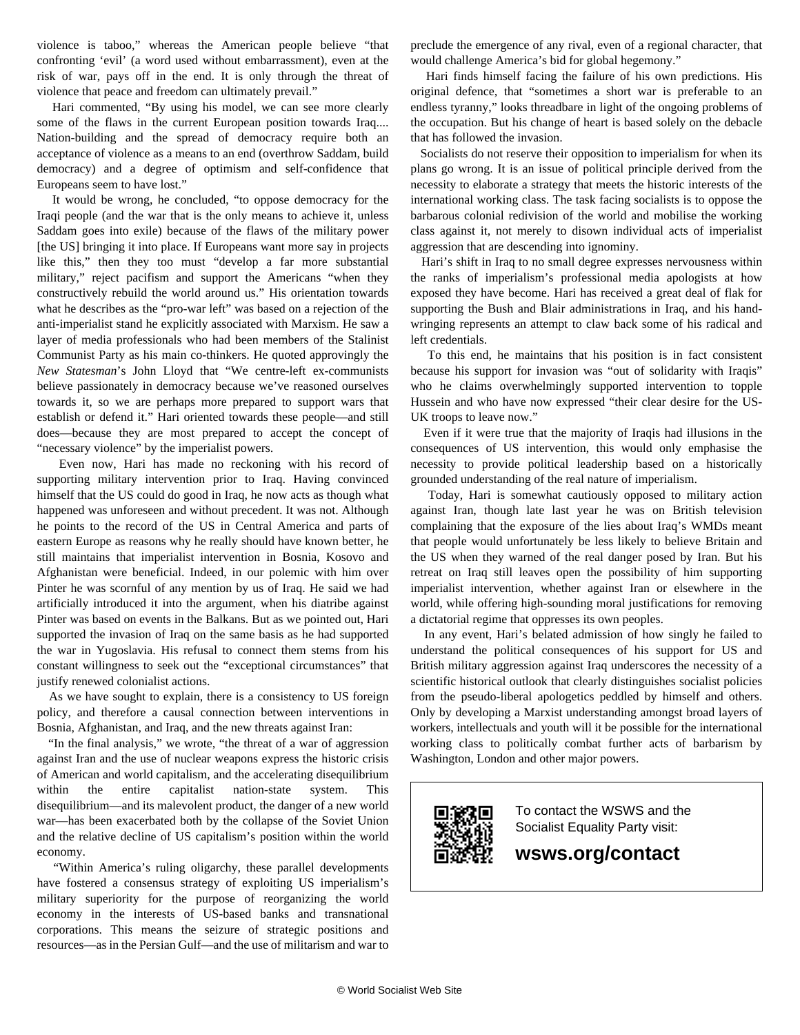violence is taboo," whereas the American people believe "that confronting 'evil' (a word used without embarrassment), even at the risk of war, pays off in the end. It is only through the threat of violence that peace and freedom can ultimately prevail."

Hari commented, "By using his model, we can see more clearly some of the flaws in the current European position towards Iraq.... Nation-building and the spread of democracy require both an acceptance of violence as a means to an end (overthrow Saddam, build democracy) and a degree of optimism and self-confidence that Europeans seem to have lost."

It would be wrong, he concluded, "to oppose democracy for the Iraqi people (and the war that is the only means to achieve it, unless Saddam goes into exile) because of the flaws of the military power [the US] bringing it into place. If Europeans want more say in projects like this," then they too must "develop a far more substantial military," reject pacifism and support the Americans "when they constructively rebuild the world around us." His orientation towards what he describes as the "pro-war left" was based on a rejection of the anti-imperialist stand he explicitly associated with Marxism. He saw a layer of media professionals who had been members of the Stalinist Communist Party as his main co-thinkers. He quoted approvingly the *New Statesman*'s John Lloyd that "We centre-left ex-communists believe passionately in democracy because we've reasoned ourselves towards it, so we are perhaps more prepared to support wars that establish or defend it." Hari oriented towards these people—and still does—because they are most prepared to accept the concept of "necessary violence" by the imperialist powers.

Even now, Hari has made no reckoning with his record of supporting military intervention prior to Iraq. Having convinced himself that the US could do good in Iraq, he now acts as though what happened was unforeseen and without precedent. It was not. Although he points to the record of the US in Central America and parts of eastern Europe as reasons why he really should have known better, he still maintains that imperialist intervention in Bosnia, Kosovo and Afghanistan were beneficial. Indeed, in our polemic with him over Pinter he was scornful of any mention by us of Iraq. He said we had artificially introduced it into the argument, when his diatribe against Pinter was based on events in the Balkans. But as we pointed out, Hari supported the invasion of Iraq on the same basis as he had supported the war in Yugoslavia. His refusal to connect them stems from his constant willingness to seek out the "exceptional circumstances" that justify renewed colonialist actions.

As we have sought to explain, there is a consistency to US foreign policy, and therefore a causal connection between interventions in Bosnia, Afghanistan, and Iraq, and the new threats against Iran:

"In the final analysis," we wrote, "the threat of a war of aggression against Iran and the use of nuclear weapons express the historic crisis of American and world capitalism, and the accelerating disequilibrium within the entire capitalist nation-state system. This disequilibrium—and its malevolent product, the danger of a new world war—has been exacerbated both by the collapse of the Soviet Union and the relative decline of US capitalism's position within the world economy.

"Within America's ruling oligarchy, these parallel developments have fostered a consensus strategy of exploiting US imperialism's military superiority for the purpose of reorganizing the world economy in the interests of US-based banks and transnational corporations. This means the seizure of strategic positions and resources—as in the Persian Gulf—and the use of militarism and war to preclude the emergence of any rival, even of a regional character, that would challenge America's bid for global hegemony."

Hari finds himself facing the failure of his own predictions. His original defence, that "sometimes a short war is preferable to an endless tyranny," looks threadbare in light of the ongoing problems of the occupation. But his change of heart is based solely on the debacle that has followed the invasion.

Socialists do not reserve their opposition to imperialism for when its plans go wrong. It is an issue of political principle derived from the necessity to elaborate a strategy that meets the historic interests of the international working class. The task facing socialists is to oppose the barbarous colonial redivision of the world and mobilise the working class against it, not merely to disown individual acts of imperialist aggression that are descending into ignominy.

Hari's shift in Iraq to no small degree expresses nervousness within the ranks of imperialism's professional media apologists at how exposed they have become. Hari has received a great deal of flak for supporting the Bush and Blair administrations in Iraq, and his hand-wringing represents an attempt to claw back some of his radical and left credentials.

To this end, he maintains that his position is in fact consistent because his support for invasion was "out of solidarity with Iraqis" who he claims overwhelmingly supported intervention to topple Hussein and who have now expressed "their clear desire for the US-UK troops to leave now."

Even if it were true that the majority of Iraqis had illusions in the consequences of US intervention, this would only emphasise the necessity to provide political leadership based on a historically grounded understanding of the real nature of imperialism.

Today, Hari is somewhat cautiously opposed to military action against Iran, though late last year he was on British television complaining that the exposure of the lies about Iraq's WMDs meant that people would unfortunately be less likely to believe Britain and the US when they warned of the real danger posed by Iran. But his retreat on Iraq still leaves open the possibility of him supporting imperialist intervention, whether against Iran or elsewhere in the world, while offering high-sounding moral justifications for removing a dictatorial regime that oppresses its own peoples.

In any event, Hari's belated admission of how singly he failed to understand the political consequences of his support for US and British military aggression against Iraq underscores the necessity of a scientific historical outlook that clearly distinguishes socialist policies from the pseudo-liberal apologetics peddled by himself and others. Only by developing a Marxist understanding amongst broad layers of workers, intellectuals and youth will it be possible for the international working class to politically combat further acts of barbarism by Washington, London and other major powers.

To contact the WSWS and the Socialist Equality Party visit:

**wsws.org/contact**